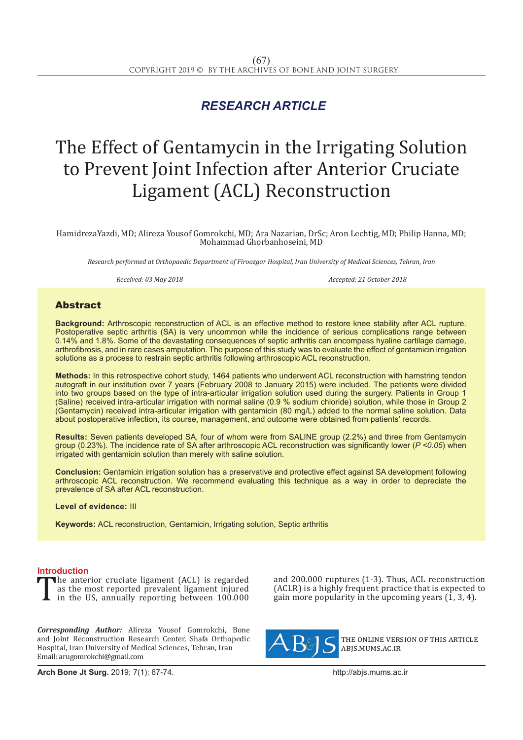RESEARCH ARTICLE

# The Effect of Gentamycin in the Irrigating Solution to Prevent Joint Infection after Anterior Cruciate Ligament (ACL) Reconstruction

HamidrezaYazdi, MD; Alireza Yousof Gomrokchi, MD; Ara Nazarian, DrSc; Aron Lechtig, MD; Philip Hanna, MD; Mohammad Ghorbanhoseini, MD

*Research performed at Orthopaedic Department of Firoozgar Hospital, Iran University of Medical Sciences, Tehran, Iran*

*Received: 03 May 2018* *Accepted: 21 October 2018*

## Abstract

**Background:** Arthroscopic reconstruction of ACL is an effective method to restore knee stability after ACL rupture. Postoperative septic arthritis (SA) is very uncommon while the incidence of serious complications range between 0.14% and 1.8%. Some of the devastating consequences of septic arthritis can encompass hyaline cartilage damage, arthrofibrosis, and in rare cases amputation. The purpose of this study was to evaluate the effect of gentamicin irrigation solutions as a process to restrain septic arthritis following arthroscopic ACL reconstruction.

**Methods:** In this retrospective cohort study, 1464 patients who underwent ACL reconstruction with hamstring tendon autograft in our institution over 7 years (February 2008 to January 2015) were included. The patients were divided into two groups based on the type of intra-articular irrigation solution used during the surgery. Patients in Group 1 (Saline) received intra-articular irrigation with normal saline (0.9 % sodium chloride) solution, while those in Group 2 (Gentamycin) received intra-articular irrigation with gentamicin (80 mg/L) added to the normal saline solution. Data about postoperative infection, its course, management, and outcome were obtained from patients' records.

**Results:** Seven patients developed SA, four of whom were from SALINE group (2.2%) and three from Gentamycin group (0.23%). The incidence rate of SA after arthroscopic ACL reconstruction was significantly lower (*P <0.05*) when irrigated with gentamicin solution than merely with saline solution.

**Conclusion:** Gentamicin irrigation solution has a preservative and protective effect against SA development following arthroscopic ACL reconstruction. We recommend evaluating this technique as a way in order to depreciate the prevalence of SA after ACL reconstruction.

**Level of evidence:** III

**Keywords:** ACL reconstruction, Gentamicin, Irrigating solution, Septic arthritis

## Introduction

The anterior cruciate ligament (ACL) is regarded as the most reported prevalent ligament injured in the US, annually reporting between 100.000 and 200.000 ruptures (1-3). Thus, ACL reconstruction (ACLR) is a highly frequent practice that is expected to gain more popularity in the upcoming years (1, 3, 4).

***Corresponding Author:*** Alireza Yousof Gomrokchi, Bone and Joint Reconstruction Research Center, Shafa Orthopedic Hospital, Iran University of Medical Sciences, Tehran, Iran
Email: arugomrokchi@gmail.com

THE ONLINE VERSION OF THIS ARTICLE
ABJS.MUMS.AC.IR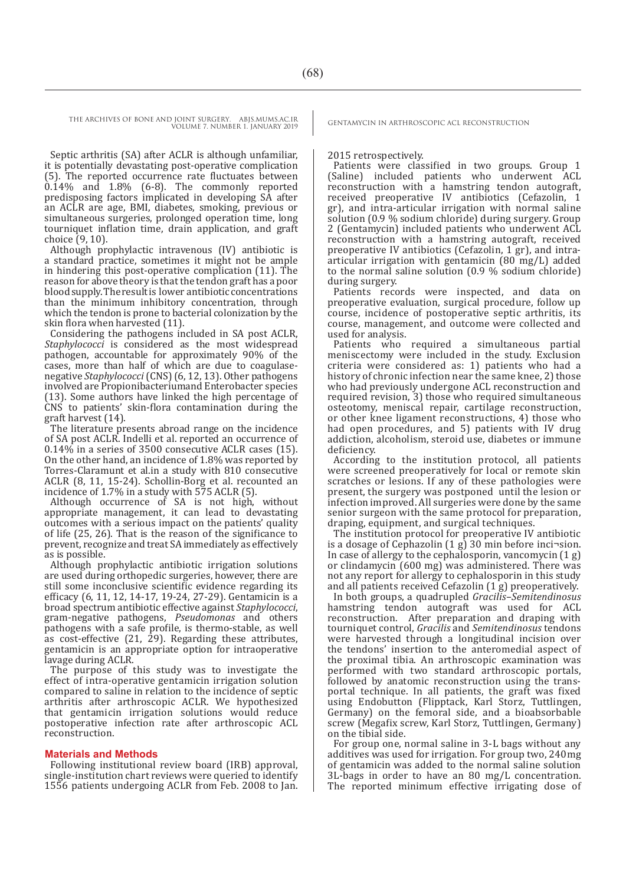Septic arthritis (SA) after ACLR is although unfamiliar, it is potentially devastating post-operative complication (5). The reported occurrence rate fluctuates between 0.14% and 1.8% (6-8). The commonly reported predisposing factors implicated in developing SA after an ACLR are age, BMI, diabetes, smoking, previous or simultaneous surgeries, prolonged operation time, long tourniquet inflation time, drain application, and graft choice (9, 10).

Although prophylactic intravenous (IV) antibiotic is a standard practice, sometimes it might not be ample in hindering this post-operative complication (11). The reason for above theory is that the tendon graft has a poor blood supply. The result is lower antibiotic concentrations than the minimum inhibitory concentration, through which the tendon is prone to bacterial colonization by the skin flora when harvested (11).

Considering the pathogens included in SA post ACLR, *Staphylococci* is considered as the most widespread pathogen, accountable for approximately 90% of the cases, more than half of which are due to coagulase-negative *Staphylococci* (CNS) (6, 12, 13). Other pathogens involved are Propionibacteriumand Enterobacter species (13). Some authors have linked the high percentage of CNS to patients' skin-flora contamination during the graft harvest (14).

The literature presents abroad range on the incidence of SA post ACLR. Indelli et al. reported an occurrence of 0.14% in a series of 3500 consecutive ACLR cases (15). On the other hand, an incidence of 1.8% was reported by Torres-Claramunt et al.in a study with 810 consecutive ACLR (8, 11, 15-24). Schollin-Borg et al. recounted an incidence of 1.7% in a study with 575 ACLR (5).

Although occurrence of SA is not high, without appropriate management, it can lead to devastating outcomes with a serious impact on the patients' quality of life (25, 26). That is the reason of the significance to prevent, recognize and treat SA immediately as effectively as is possible.

Although prophylactic antibiotic irrigation solutions are used during orthopedic surgeries, however, there are still some inconclusive scientific evidence regarding its efficacy (6, 11, 12, 14-17, 19-24, 27-29). Gentamicin is a broad spectrum antibiotic effective against *Staphylococci*, gram-negative pathogens, *Pseudomonas* and others pathogens with a safe profile, is thermo-stable, as well as cost-effective (21, 29). Regarding these attributes, gentamicin is an appropriate option for intraoperative lavage during ACLR.

The purpose of this study was to investigate the effect of intra-operative gentamicin irrigation solution compared to saline in relation to the incidence of septic arthritis after arthroscopic ACLR. We hypothesized that gentamicin irrigation solutions would reduce postoperative infection rate after arthroscopic ACL reconstruction.

## Materials and Methods

Following institutional review board (IRB) approval, single-institution chart reviews were queried to identify 1556 patients undergoing ACLR from Feb. 2008 to Jan. 2015 retrospectively.

Patients were classified in two groups. Group 1 (Saline) included patients who underwent ACL reconstruction with a hamstring tendon autograft, received preoperative IV antibiotics (Cefazolin, 1 gr), and intra-articular irrigation with normal saline solution (0.9 % sodium chloride) during surgery. Group 2 (Gentamycin) included patients who underwent ACL reconstruction with a hamstring autograft, received preoperative IV antibiotics (Cefazolin, 1 gr), and intra-articular irrigation with gentamicin (80 mg/L) added to the normal saline solution (0.9 % sodium chloride) during surgery.

Patients records were inspected, and data on preoperative evaluation, surgical procedure, follow up course, incidence of postoperative septic arthritis, its course, management, and outcome were collected and used for analysis.

Patients who required a simultaneous partial meniscectomy were included in the study. Exclusion criteria were considered as: 1) patients who had a history of chronic infection near the same knee, 2) those who had previously undergone ACL reconstruction and required revision, 3) those who required simultaneous osteotomy, meniscal repair, cartilage reconstruction, or other knee ligament reconstructions, 4) those who had open procedures, and 5) patients with IV drug addiction, alcoholism, steroid use, diabetes or immune deficiency.

According to the institution protocol, all patients were screened preoperatively for local or remote skin scratches or lesions. If any of these pathologies were present, the surgery was postponed until the lesion or infection improved. All surgeries were done by the same senior surgeon with the same protocol for preparation, draping, equipment, and surgical techniques.

The institution protocol for preoperative IV antibiotic is a dosage of Cephazolin (1 g) 30 min before inci¬sion. In case of allergy to the cephalosporin, vancomycin (1 g) or clindamycin (600 mg) was administered. There was not any report for allergy to cephalosporin in this study and all patients received Cefazolin (1 g) preoperatively.

In both groups, a quadrupled *Gracilis–Semitendinosus* hamstring tendon autograft was used for ACL reconstruction. After preparation and draping with tourniquet control, *Gracilis* and *Semitendinosus* tendons were harvested through a longitudinal incision over the tendons' insertion to the anteromedial aspect of the proximal tibia. An arthroscopic examination was performed with two standard arthroscopic portals, followed by anatomic reconstruction using the trans-portal technique. In all patients, the graft was fixed using Endobutton (Flipptack, Karl Storz, Tuttlingen, Germany) on the femoral side, and a bioabsorbable screw (Megafix screw, Karl Storz, Tuttlingen, Germany) on the tibial side.

For group one, normal saline in 3-L bags without any additives was used for irrigation. For group two, 240mg of gentamicin was added to the normal saline solution 3L-bags in order to have an 80 mg/L concentration. The reported minimum effective irrigating dose of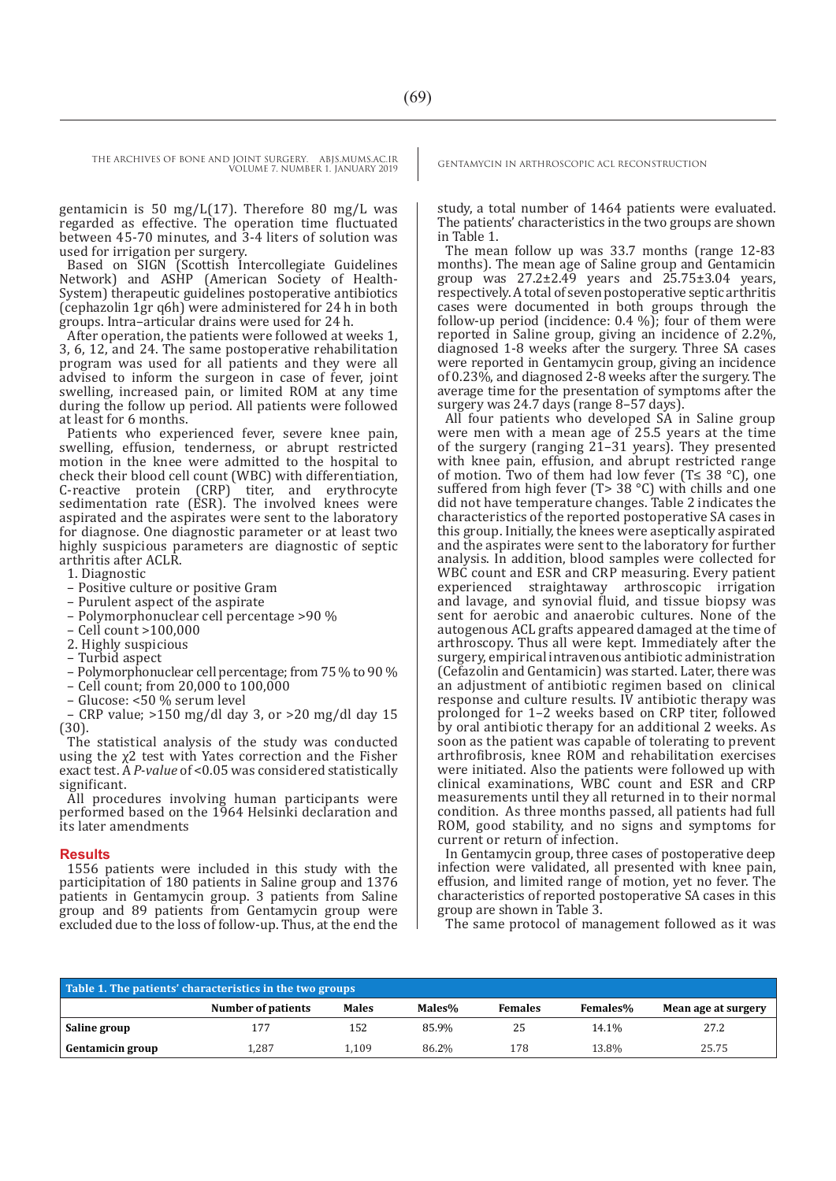gentamicin is 50 mg/L(17). Therefore 80 mg/L was regarded as effective. The operation time fluctuated between 45-70 minutes, and 3-4 liters of solution was used for irrigation per surgery.

Based on SIGN (Scottish Intercollegiate Guidelines Network) and ASHP (American Society of Health-System) therapeutic guidelines postoperative antibiotics (cephazolin 1gr q6h) were administered for 24 h in both groups. Intra–articular drains were used for 24 h.

After operation, the patients were followed at weeks 1, 3, 6, 12, and 24. The same postoperative rehabilitation program was used for all patients and they were all advised to inform the surgeon in case of fever, joint swelling, increased pain, or limited ROM at any time during the follow up period. All patients were followed at least for 6 months.

Patients who experienced fever, severe knee pain, swelling, effusion, tenderness, or abrupt restricted motion in the knee were admitted to the hospital to check their blood cell count (WBC) with differentiation, C-reactive protein (CRP) titer, and erythrocyte sedimentation rate (ESR). The involved knees were aspirated and the aspirates were sent to the laboratory for diagnose. One diagnostic parameter or at least two highly suspicious parameters are diagnostic of septic arthritis after ACLR.

1. Diagnostic
 – Positive culture or positive Gram
 – Purulent aspect of the aspirate
 – Polymorphonuclear cell percentage >90 %
 – Cell count >100,000
2. Highly suspicious
 – Turbid aspect
 – Polymorphonuclear cell percentage; from 75 % to 90 %
 – Cell count; from 20,000 to 100,000
 – Glucose: <50 % serum level
 – CRP value; >150 mg/dl day 3, or >20 mg/dl day 15 (30).

The statistical analysis of the study was conducted using the $\chi2$ test with Yates correction and the Fisher exact test. A *P-value* of <0.05 was considered statistically significant.

All procedures involving human participants were performed based on the 1964 Helsinki declaration and its later amendments

## Results

1556 patients were included in this study with the participitation of 180 patients in Saline group and 1376 patients in Gentamycin group. 3 patients from Saline group and 89 patients from Gentamycin group were excluded due to the loss of follow-up. Thus, at the end the study, a total number of 1464 patients were evaluated. The patients' characteristics in the two groups are shown in Table 1.

The mean follow up was 33.7 months (range 12-83 months). The mean age of Saline group and Gentamicin group was 27.2±2.49 years and 25.75±3.04 years, respectively. A total of seven postoperative septic arthritis cases were documented in both groups through the follow-up period (incidence: 0.4 %); four of them were reported in Saline group, giving an incidence of 2.2%, diagnosed 1-8 weeks after the surgery. Three SA cases were reported in Gentamycin group, giving an incidence of 0.23%, and diagnosed 2-8 weeks after the surgery. The average time for the presentation of symptoms after the surgery was 24.7 days (range 8–57 days).

All four patients who developed SA in Saline group were men with a mean age of 25.5 years at the time of the surgery (ranging 21–31 years). They presented with knee pain, effusion, and abrupt restricted range of motion. Two of them had low fever (T≤ 38 °C), one suffered from high fever (T> 38 °C) with chills and one did not have temperature changes. Table 2 indicates the characteristics of the reported postoperative SA cases in this group. Initially, the knees were aseptically aspirated and the aspirates were sent to the laboratory for further analysis. In addition, blood samples were collected for WBC count and ESR and CRP measuring. Every patient experienced straightaway arthroscopic irrigation and lavage, and synovial fluid, and tissue biopsy was sent for aerobic and anaerobic cultures. None of the autogenous ACL grafts appeared damaged at the time of arthroscopy. Thus all were kept. Immediately after the surgery, empirical intravenous antibiotic administration (Cefazolin and Gentamicin) was started. Later, there was an adjustment of antibiotic regimen based on clinical response and culture results. IV antibiotic therapy was prolonged for 1–2 weeks based on CRP titer, followed by oral antibiotic therapy for an additional 2 weeks. As soon as the patient was capable of tolerating to prevent arthrofibrosis, knee ROM and rehabilitation exercises were initiated. Also the patients were followed up with clinical examinations, WBC count and ESR and CRP measurements until they all returned in to their normal condition. As three months passed, all patients had full ROM, good stability, and no signs and symptoms for current or return of infection.

In Gentamycin group, three cases of postoperative deep infection were validated, all presented with knee pain, effusion, and limited range of motion, yet no fever. The characteristics of reported postoperative SA cases in this group are shown in Table 3.

The same protocol of management followed as it was

**Table 1. The patients' characteristics in the two groups**

| | Number of patients | Males | Males% | Females | Females% | Mean age at surgery |
|---|---|---|---|---|---|---|
| **Saline group** | 177 | 152 | 85.9% | 25 | 14.1% | 27.2 |
| **Gentamicin group** | 1,287 | 1,109 | 86.2% | 178 | 13.8% | 25.75 |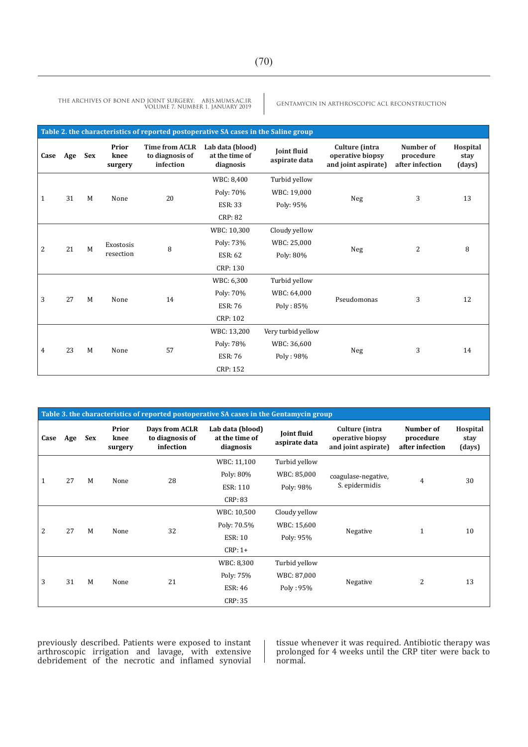**Table 2. the characteristics of reported postoperative SA cases in the Saline group**

| Case | Age | Sex | Prior knee surgery | Time from ACLR to diagnosis of infection | Lab data (blood) at the time of diagnosis | Joint fluid aspirate data | Culture (intra operative biopsy and joint aspirate) | Number of procedure after infection | Hospital stay (days) |
|---|---|---|---|---|---|---|---|---|---|
| 1 | 31 | M | None | 20 | WBC: 8,400<br>Poly: 70%<br>ESR: 33<br>CRP: 82 | Turbid yellow<br>WBC: 19,000<br>Poly: 95% | Neg | 3 | 13 |
| 2 | 21 | M | Exostosis resection | 8 | WBC: 10,300<br>Poly: 73%<br>ESR: 62<br>CRP: 130 | Cloudy yellow<br>WBC: 25,000<br>Poly: 80% | Neg | 2 | 8 |
| 3 | 27 | M | None | 14 | WBC: 6,300<br>Poly: 70%<br>ESR: 76<br>CRP: 102 | Turbid yellow<br>WBC: 64,000<br>Poly : 85% | Pseudomonas | 3 | 12 |
| 4 | 23 | M | None | 57 | WBC: 13,200<br>Poly: 78%<br>ESR: 76<br>CRP: 152 | Very turbid yellow<br>WBC: 36,600<br>Poly : 98% | Neg | 3 | 14 |

**Table 3. the characteristics of reported postoperative SA cases in the Gentamycin group**

| Case | Age | Sex | Prior knee surgery | Days from ACLR to diagnosis of infection | Lab data (blood) at the time of diagnosis | Joint fluid aspirate data | Culture (intra operative biopsy and joint aspirate) | Number of procedure after infection | Hospital stay (days) |
|---|---|---|---|---|---|---|---|---|---|
| 1 | 27 | M | None | 28 | WBC: 11,100<br>Poly: 80%<br>ESR: 110<br>CRP: 83 | Turbid yellow<br>WBC: 85,000<br>Poly: 98% | coagulase-negative, S. epidermidis | 4 | 30 |
| 2 | 27 | M | None | 32 | WBC: 10,500<br>Poly: 70.5%<br>ESR: 10<br>CRP: 1+ | Cloudy yellow<br>WBC: 15,600<br>Poly: 95% | Negative | 1 | 10 |
| 3 | 31 | M | None | 21 | WBC: 8,300<br>Poly: 75%<br>ESR: 46<br>CRP: 35 | Turbid yellow<br>WBC: 87,000<br>Poly : 95% | Negative | 2 | 13 |

previously described. Patients were exposed to instant arthroscopic irrigation and lavage, with extensive debridement of the necrotic and inflamed synovial tissue whenever it was required. Antibiotic therapy was prolonged for 4 weeks until the CRP titer were back to normal.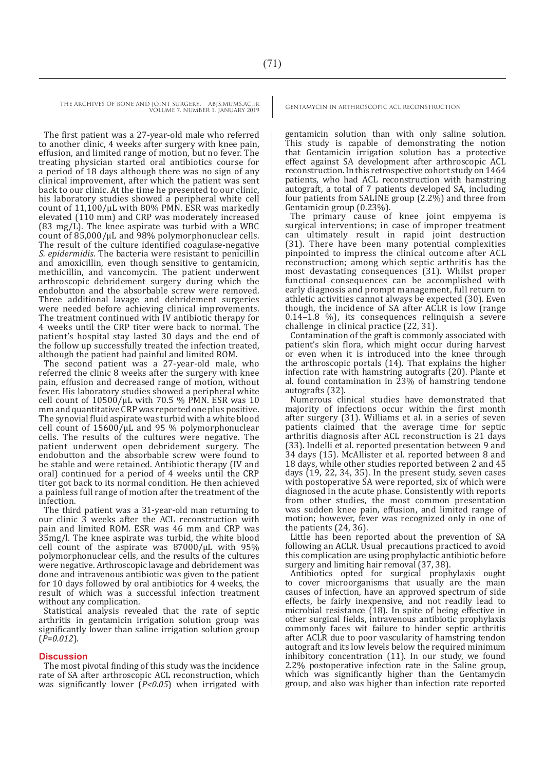The first patient was a 27-year-old male who referred to another clinic, 4 weeks after surgery with knee pain, effusion, and limited range of motion, but no fever. The treating physician started oral antibiotics course for a period of 18 days although there was no sign of any clinical improvement, after which the patient was sent back to our clinic. At the time he presented to our clinic, his laboratory studies showed a peripheral white cell count of 11,100/μL with 80% PMN. ESR was markedly elevated (110 mm) and CRP was moderately increased (83 mg/L). The knee aspirate was turbid with a WBC count of 85,000/μL and 98% polymorphonuclear cells. The result of the culture identified coagulase-negative *S. epidermidis*. The bacteria were resistant to penicillin and amoxicillin, even though sensitive to gentamicin, methicillin, and vancomycin. The patient underwent arthroscopic debridement surgery during which the endobutton and the absorbable screw were removed. Three additional lavage and debridement surgeries were needed before achieving clinical improvements. The treatment continued with IV antibiotic therapy for 4 weeks until the CRP titer were back to normal. The patient's hospital stay lasted 30 days and the end of the follow up successfully treated the infection treated, although the patient had painful and limited ROM.

The second patient was a 27-year-old male, who referred the clinic 8 weeks after the surgery with knee pain, effusion and decreased range of motion, without fever. His laboratory studies showed a peripheral white cell count of 10500/μL with 70.5 % PMN. ESR was 10 mm and quantitative CRP was reported one plus positive. The synovial fluid aspirate was turbid with a white blood cell count of 15600/μL and 95 % polymorphonuclear cells. The results of the cultures were negative. The patient underwent open debridement surgery. The endobutton and the absorbable screw were found to be stable and were retained. Antibiotic therapy (IV and oral) continued for a period of 4 weeks until the CRP titer got back to its normal condition. He then achieved a painless full range of motion after the treatment of the infection.

The third patient was a 31-year-old man returning to our clinic 3 weeks after the ACL reconstruction with pain and limited ROM. ESR was 46 mm and CRP was 35mg/l. The knee aspirate was turbid, the white blood cell count of the aspirate was 87000/μL with 95% polymorphonuclear cells, and the results of the cultures were negative. Arthroscopic lavage and debridement was done and intravenous antibiotic was given to the patient for 10 days followed by oral antibiotics for 4 weeks, the result of which was a successful infection treatment without any complication.

Statistical analysis revealed that the rate of septic arthritis in gentamicin irrigation solution group was significantly lower than saline irrigation solution group (*P=0.012*).

## Discussion

The most pivotal finding of this study was the incidence rate of SA after arthroscopic ACL reconstruction, which was significantly lower (*P<0.05*) when irrigated with gentamicin solution than with only saline solution. This study is capable of demonstrating the notion that Gentamicin irrigation solution has a protective effect against SA development after arthroscopic ACL reconstruction. In this retrospective cohort study on 1464 patients, who had ACL reconstruction with hamstring autograft, a total of 7 patients developed SA, including four patients from SALINE group (2.2%) and three from Gentamicin group (0.23%).

The primary cause of knee joint empyema is surgical interventions; in case of improper treatment can ultimately result in rapid joint destruction (31). There have been many potential complexities pinpointed to impress the clinical outcome after ACL reconstruction; among which septic arthritis has the most devastating consequences (31). Whilst proper functional consequences can be accomplished with early diagnosis and prompt management, full return to athletic activities cannot always be expected (30). Even though, the incidence of SA after ACLR is low (range 0.14–1.8 %), its consequences relinquish a severe challenge in clinical practice (22, 31).

Contamination of the graft is commonly associated with patient's skin flora, which might occur during harvest or even when it is introduced into the knee through the arthroscopic portals (14). That explains the higher infection rate with hamstring autografts (20). Plante et al. found contamination in 23% of hamstring tendone autografts (32).

Numerous clinical studies have demonstrated that majority of infections occur within the first month after surgery (31). Williams et al. in a series of seven patients claimed that the average time for septic arthritis diagnosis after ACL reconstruction is 21 days (33). Indelli et al. reported presentation between 9 and 34 days (15). McAllister et al. reported between 8 and 18 days, while other studies reported between 2 and 45 days (19, 22, 34, 35). In the present study, seven cases with postoperative SA were reported, six of which were diagnosed in the acute phase. Consistently with reports from other studies, the most common presentation was sudden knee pain, effusion, and limited range of motion; however, fever was recognized only in one of the patients (24, 36).

Little has been reported about the prevention of SA following an ACLR. Usual precautions practiced to avoid this complication are using prophylactic antibiotic before surgery and limiting hair removal (37, 38).

Antibiotics opted for surgical prophylaxis ought to cover microorganisms that usually are the main causes of infection, have an approved spectrum of side effects, be fairly inexpensive, and not readily lead to microbial resistance (18). In spite of being effective in other surgical fields, intravenous antibiotic prophylaxis commonly faces wit failure to hinder septic arthritis after ACLR due to poor vascularity of hamstring tendon autograft and its low levels below the required minimum inhibitory concentration (11). In our study, we found 2.2% postoperative infection rate in the Saline group, which was significantly higher than the Gentamycin group, and also was higher than infection rate reported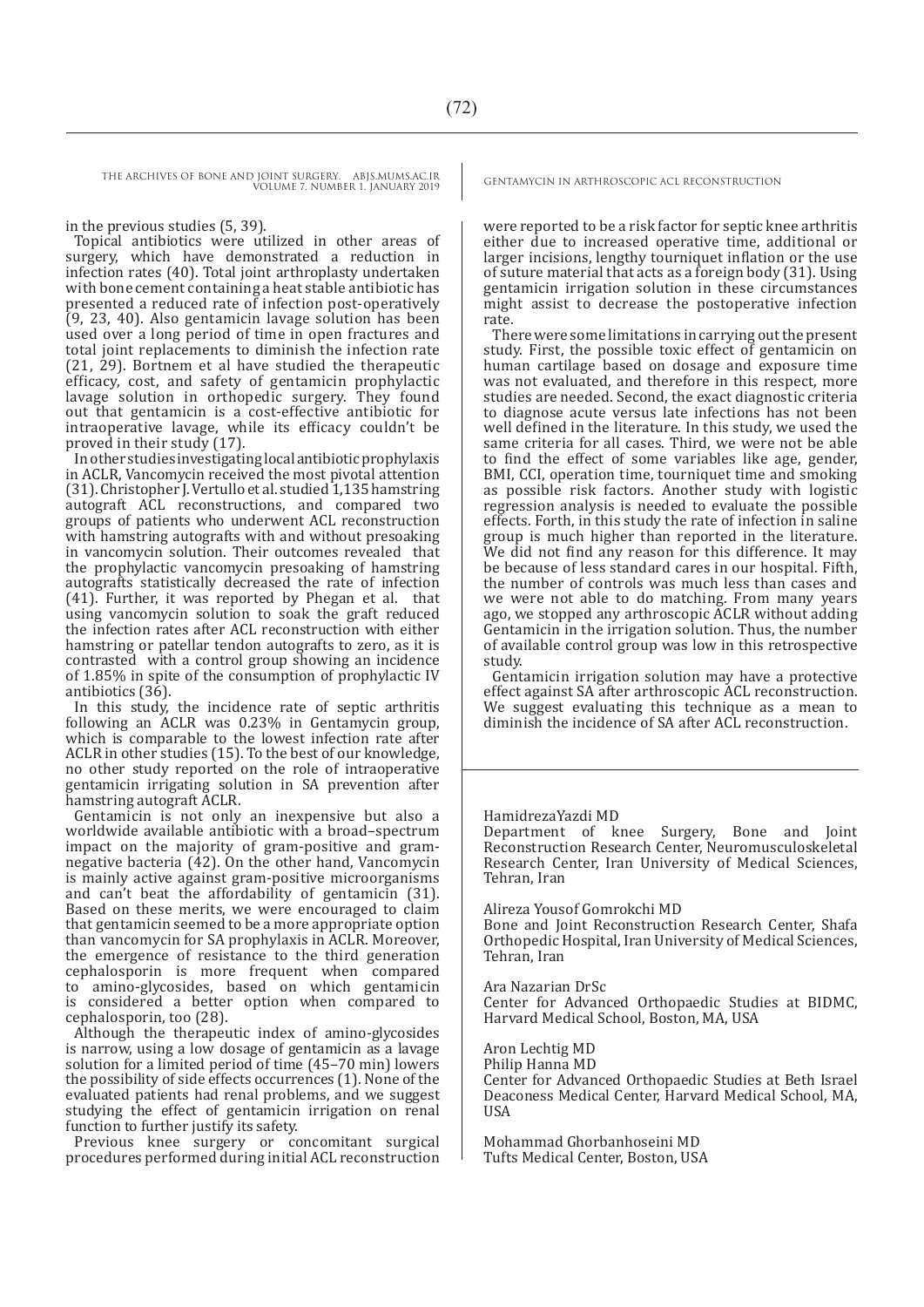in the previous studies (5, 39).

Topical antibiotics were utilized in other areas of surgery, which have demonstrated a reduction in infection rates (40). Total joint arthroplasty undertaken with bone cement containing a heat stable antibiotic has presented a reduced rate of infection post-operatively (9, 23, 40). Also gentamicin lavage solution has been used over a long period of time in open fractures and total joint replacements to diminish the infection rate (21, 29). Bortnem et al have studied the therapeutic efficacy, cost, and safety of gentamicin prophylactic lavage solution in orthopedic surgery. They found out that gentamicin is a cost-effective antibiotic for intraoperative lavage, while its efficacy couldn't be proved in their study (17).

In other studies investigating local antibiotic prophylaxis in ACLR, Vancomycin received the most pivotal attention (31). Christopher J. Vertullo et al. studied 1,135 hamstring autograft ACL reconstructions, and compared two groups of patients who underwent ACL reconstruction with hamstring autografts with and without presoaking in vancomycin solution. Their outcomes revealed that the prophylactic vancomycin presoaking of hamstring autografts statistically decreased the rate of infection (41). Further, it was reported by Phegan et al. that using vancomycin solution to soak the graft reduced the infection rates after ACL reconstruction with either hamstring or patellar tendon autografts to zero, as it is contrasted with a control group showing an incidence of 1.85% in spite of the consumption of prophylactic IV antibiotics (36).

In this study, the incidence rate of septic arthritis following an ACLR was 0.23% in Gentamycin group, which is comparable to the lowest infection rate after ACLR in other studies (15). To the best of our knowledge, no other study reported on the role of intraoperative gentamicin irrigating solution in SA prevention after hamstring autograft ACLR.

Gentamicin is not only an inexpensive but also a worldwide available antibiotic with a broad–spectrum impact on the majority of gram-positive and gram-negative bacteria (42). On the other hand, Vancomycin is mainly active against gram-positive microorganisms and can't beat the affordability of gentamicin (31). Based on these merits, we were encouraged to claim that gentamicin seemed to be a more appropriate option than vancomycin for SA prophylaxis in ACLR. Moreover, the emergence of resistance to the third generation cephalosporin is more frequent when compared to amino-glycosides, based on which gentamicin is considered a better option when compared to cephalosporin, too (28).

Although the therapeutic index of amino-glycosides is narrow, using a low dosage of gentamicin as a lavage solution for a limited period of time (45–70 min) lowers the possibility of side effects occurrences (1). None of the evaluated patients had renal problems, and we suggest studying the effect of gentamicin irrigation on renal function to further justify its safety.

Previous knee surgery or concomitant surgical procedures performed during initial ACL reconstruction were reported to be a risk factor for septic knee arthritis either due to increased operative time, additional or larger incisions, lengthy tourniquet inflation or the use of suture material that acts as a foreign body (31). Using gentamicin irrigation solution in these circumstances might assist to decrease the postoperative infection rate.

There were some limitations in carrying out the present study. First, the possible toxic effect of gentamicin on human cartilage based on dosage and exposure time was not evaluated, and therefore in this respect, more studies are needed. Second, the exact diagnostic criteria to diagnose acute versus late infections has not been well defined in the literature. In this study, we used the same criteria for all cases. Third, we were not be able to find the effect of some variables like age, gender, BMI, CCI, operation time, tourniquet time and smoking as possible risk factors. Another study with logistic regression analysis is needed to evaluate the possible effects. Forth, in this study the rate of infection in saline group is much higher than reported in the literature. We did not find any reason for this difference. It may be because of less standard cares in our hospital. Fifth, the number of controls was much less than cases and we were not able to do matching. From many years ago, we stopped any arthroscopic ACLR without adding Gentamicin in the irrigation solution. Thus, the number of available control group was low in this retrospective study.

Gentamicin irrigation solution may have a protective effect against SA after arthroscopic ACL reconstruction. We suggest evaluating this technique as a mean to diminish the incidence of SA after ACL reconstruction.

---

HamidrezaYazdi MD
Department of knee Surgery, Bone and Joint Reconstruction Research Center, Neuromusculoskeletal Research Center, Iran University of Medical Sciences, Tehran, Iran

Alireza Yousof Gomrokchi MD
Bone and Joint Reconstruction Research Center, Shafa Orthopedic Hospital, Iran University of Medical Sciences, Tehran, Iran

Ara Nazarian DrSc
Center for Advanced Orthopaedic Studies at BIDMC, Harvard Medical School, Boston, MA, USA

Aron Lechtig MD
Philip Hanna MD
Center for Advanced Orthopaedic Studies at Beth Israel Deaconess Medical Center, Harvard Medical School, MA, USA

Mohammad Ghorbanhoseini MD
Tufts Medical Center, Boston, USA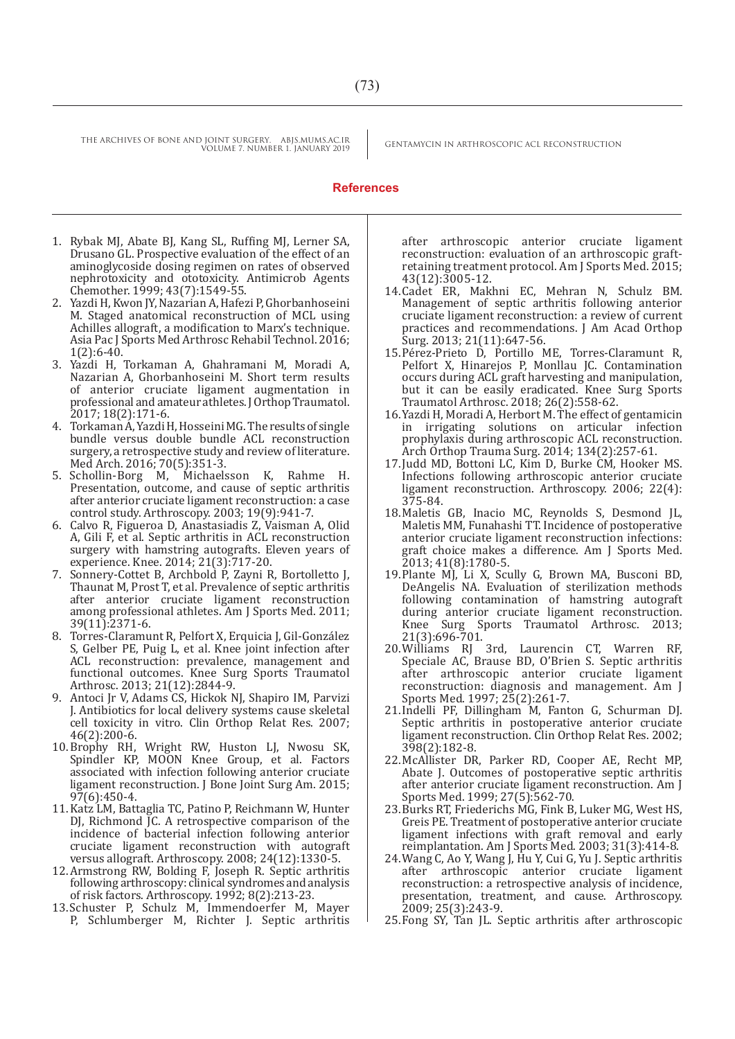## References

1. Rybak MJ, Abate BJ, Kang SL, Ruffing MJ, Lerner SA, Drusano GL. Prospective evaluation of the effect of an aminoglycoside dosing regimen on rates of observed nephrotoxicity and ototoxicity. Antimicrob Agents Chemother. 1999; 43(7):1549-55.
2. Yazdi H, Kwon JY, Nazarian A, Hafezi P, Ghorbanhoseini M. Staged anatomical reconstruction of MCL using Achilles allograft, a modification to Marx's technique. Asia Pac J Sports Med Arthrosc Rehabil Technol. 2016; 1(2):6-40.
3. Yazdi H, Torkaman A, Ghahramani M, Moradi A, Nazarian A, Ghorbanhoseini M. Short term results of anterior cruciate ligament augmentation in professional and amateur athletes. J Orthop Traumatol. 2017; 18(2):171-6.
4. Torkaman A, Yazdi H, Hosseini MG. The results of single bundle versus double bundle ACL reconstruction surgery, a retrospective study and review of literature. Med Arch. 2016; 70(5):351-3.
5. Schollin-Borg M, Michaelsson K, Rahme H. Presentation, outcome, and cause of septic arthritis after anterior cruciate ligament reconstruction: a case control study. Arthroscopy. 2003; 19(9):941-7.
6. Calvo R, Figueroa D, Anastasiadis Z, Vaisman A, Olid A, Gili F, et al. Septic arthritis in ACL reconstruction surgery with hamstring autografts. Eleven years of experience. Knee. 2014; 21(3):717-20.
7. Sonnery-Cottet B, Archbold P, Zayni R, Bortolletto J, Thaunat M, Prost T, et al. Prevalence of septic arthritis after anterior cruciate ligament reconstruction among professional athletes. Am J Sports Med. 2011; 39(11):2371-6.
8. Torres-Claramunt R, Pelfort X, Erquicia J, Gil-González S, Gelber PE, Puig L, et al. Knee joint infection after ACL reconstruction: prevalence, management and functional outcomes. Knee Surg Sports Traumatol Arthrosc. 2013; 21(12):2844-9.
9. Antoci Jr V, Adams CS, Hickok NJ, Shapiro IM, Parvizi J. Antibiotics for local delivery systems cause skeletal cell toxicity in vitro. Clin Orthop Relat Res. 2007; 46(2):200-6.
10. Brophy RH, Wright RW, Huston LJ, Nwosu SK, Spindler KP, MOON Knee Group, et al. Factors associated with infection following anterior cruciate ligament reconstruction. J Bone Joint Surg Am. 2015; 97(6):450-4.
11. Katz LM, Battaglia TC, Patino P, Reichmann W, Hunter DJ, Richmond JC. A retrospective comparison of the incidence of bacterial infection following anterior cruciate ligament reconstruction with autograft versus allograft. Arthroscopy. 2008; 24(12):1330-5.
12. Armstrong RW, Bolding F, Joseph R. Septic arthritis following arthroscopy: clinical syndromes and analysis of risk factors. Arthroscopy. 1992; 8(2):213-23.
13. Schuster P, Schulz M, Immendoerfer M, Mayer P, Schlumberger M, Richter J. Septic arthritis after arthroscopic anterior cruciate ligament reconstruction: evaluation of an arthroscopic graft-retaining treatment protocol. Am J Sports Med. 2015; 43(12):3005-12.
14. Cadet ER, Makhni EC, Mehran N, Schulz BM. Management of septic arthritis following anterior cruciate ligament reconstruction: a review of current practices and recommendations. J Am Acad Orthop Surg. 2013; 21(11):647-56.
15. Pérez-Prieto D, Portillo ME, Torres-Claramunt R, Pelfort X, Hinarejos P, Monllau JC. Contamination occurs during ACL graft harvesting and manipulation, but it can be easily eradicated. Knee Surg Sports Traumatol Arthrosc. 2018; 26(2):558-62.
16. Yazdi H, Moradi A, Herbort M. The effect of gentamicin in irrigating solutions on articular infection prophylaxis during arthroscopic ACL reconstruction. Arch Orthop Trauma Surg. 2014; 134(2):257-61.
17. Judd MD, Bottoni LC, Kim D, Burke CM, Hooker MS. Infections following arthroscopic anterior cruciate ligament reconstruction. Arthroscopy. 2006; 22(4): 375-84.
18. Maletis GB, Inacio MC, Reynolds S, Desmond JL, Maletis MM, Funahashi TT. Incidence of postoperative anterior cruciate ligament reconstruction infections: graft choice makes a difference. Am J Sports Med. 2013; 41(8):1780-5.
19. Plante MJ, Li X, Scully G, Brown MA, Busconi BD, DeAngelis NA. Evaluation of sterilization methods following contamination of hamstring autograft during anterior cruciate ligament reconstruction. Knee Surg Sports Traumatol Arthrosc. 2013; 21(3):696-701.
20. Williams RJ 3rd, Laurencin CT, Warren RF, Speciale AC, Brause BD, O'Brien S. Septic arthritis after arthroscopic anterior cruciate ligament reconstruction: diagnosis and management. Am J Sports Med. 1997; 25(2):261-7.
21. Indelli PF, Dillingham M, Fanton G, Schurman DJ. Septic arthritis in postoperative anterior cruciate ligament reconstruction. Clin Orthop Relat Res. 2002; 398(2):182-8.
22. McAllister DR, Parker RD, Cooper AE, Recht MP, Abate J. Outcomes of postoperative septic arthritis after anterior cruciate ligament reconstruction. Am J Sports Med. 1999; 27(5):562-70.
23. Burks RT, Friederichs MG, Fink B, Luker MG, West HS, Greis PE. Treatment of postoperative anterior cruciate ligament infections with graft removal and early reimplantation. Am J Sports Med. 2003; 31(3):414-8.
24. Wang C, Ao Y, Wang J, Hu Y, Cui G, Yu J. Septic arthritis after arthroscopic anterior cruciate ligament reconstruction: a retrospective analysis of incidence, presentation, treatment, and cause. Arthroscopy. 2009; 25(3):243-9.
25. Fong SY, Tan JL. Septic arthritis after arthroscopic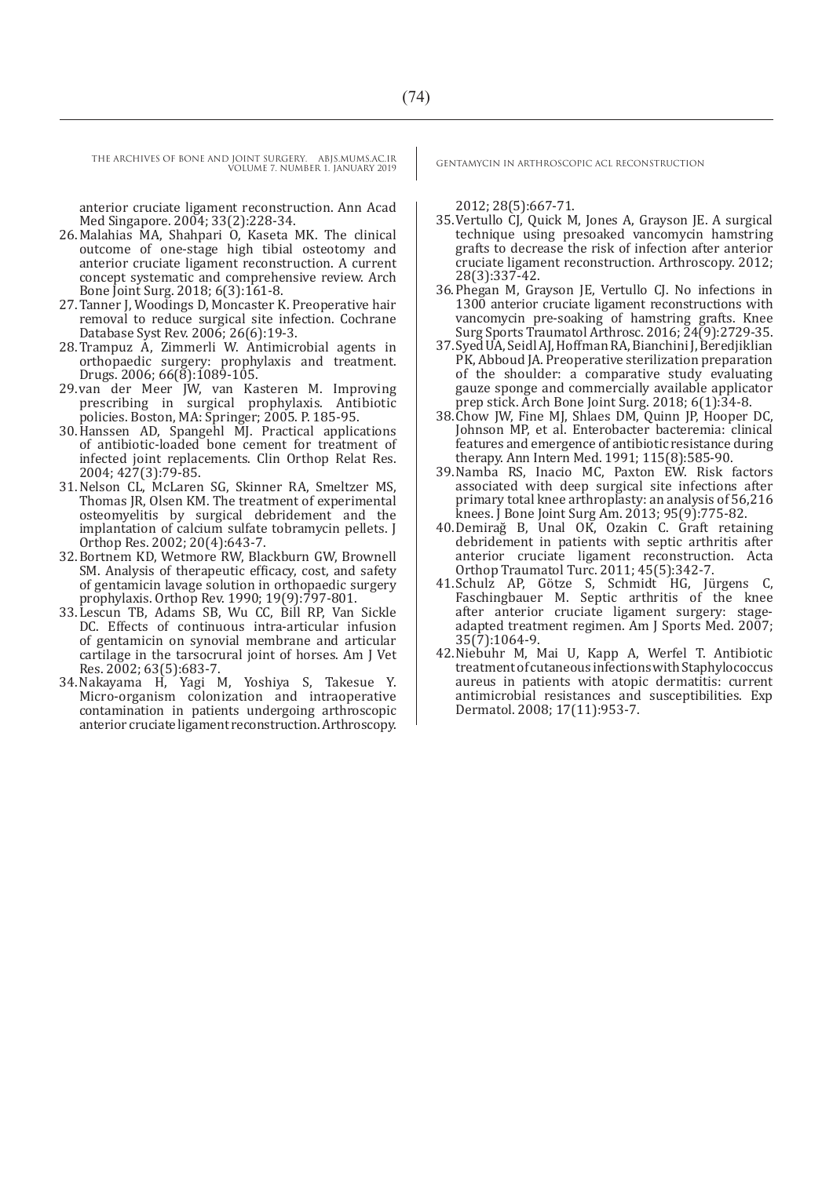anterior cruciate ligament reconstruction. Ann Acad Med Singapore. 2004; 33(2):228-34.

26. Malahias MA, Shahpari O, Kaseta MK. The clinical outcome of one-stage high tibial osteotomy and anterior cruciate ligament reconstruction. A current concept systematic and comprehensive review. Arch Bone Joint Surg. 2018; 6(3):161-8.
27. Tanner J, Woodings D, Moncaster K. Preoperative hair removal to reduce surgical site infection. Cochrane Database Syst Rev. 2006; 26(6):19-3.
28. Trampuz A, Zimmerli W. Antimicrobial agents in orthopaedic surgery: prophylaxis and treatment. Drugs. 2006; 66(8):1089-105.
29. van der Meer JW, van Kasteren M. Improving prescribing in surgical prophylaxis. Antibiotic policies. Boston, MA: Springer; 2005. P. 185-95.
30. Hanssen AD, Spangehl MJ. Practical applications of antibiotic-loaded bone cement for treatment of infected joint replacements. Clin Orthop Relat Res. 2004; 427(3):79-85.
31. Nelson CL, McLaren SG, Skinner RA, Smeltzer MS, Thomas JR, Olsen KM. The treatment of experimental osteomyelitis by surgical debridement and the implantation of calcium sulfate tobramycin pellets. J Orthop Res. 2002; 20(4):643-7.
32. Bortnem KD, Wetmore RW, Blackburn GW, Brownell SM. Analysis of therapeutic efficacy, cost, and safety of gentamicin lavage solution in orthopaedic surgery prophylaxis. Orthop Rev. 1990; 19(9):797-801.
33. Lescun TB, Adams SB, Wu CC, Bill RP, Van Sickle DC. Effects of continuous intra-articular infusion of gentamicin on synovial membrane and articular cartilage in the tarsocrural joint of horses. Am J Vet Res. 2002; 63(5):683-7.
34. Nakayama H, Yagi M, Yoshiya S, Takesue Y. Micro-organism colonization and intraoperative contamination in patients undergoing arthroscopic anterior cruciate ligament reconstruction. Arthroscopy. 2012; 28(5):667-71.
35. Vertullo CJ, Quick M, Jones A, Grayson JE. A surgical technique using presoaked vancomycin hamstring grafts to decrease the risk of infection after anterior cruciate ligament reconstruction. Arthroscopy. 2012; 28(3):337-42.
36. Phegan M, Grayson JE, Vertullo CJ. No infections in 1300 anterior cruciate ligament reconstructions with vancomycin pre-soaking of hamstring grafts. Knee Surg Sports Traumatol Arthrosc. 2016; 24(9):2729-35.
37. Syed UA, Seidl AJ, Hoffman RA, Bianchini J, Beredjiklian PK, Abboud JA. Preoperative sterilization preparation of the shoulder: a comparative study evaluating gauze sponge and commercially available applicator prep stick. Arch Bone Joint Surg. 2018; 6(1):34-8.
38. Chow JW, Fine MJ, Shlaes DM, Quinn JP, Hooper DC, Johnson MP, et al. Enterobacter bacteremia: clinical features and emergence of antibiotic resistance during therapy. Ann Intern Med. 1991; 115(8):585-90.
39. Namba RS, Inacio MC, Paxton EW. Risk factors associated with deep surgical site infections after primary total knee arthroplasty: an analysis of 56,216 knees. J Bone Joint Surg Am. 2013; 95(9):775-82.
40. Demirağ B, Unal OK, Ozakin C. Graft retaining debridement in patients with septic arthritis after anterior cruciate ligament reconstruction. Acta Orthop Traumatol Turc. 2011; 45(5):342-7.
41. Schulz AP, Götze S, Schmidt HG, Jürgens C, Faschingbauer M. Septic arthritis of the knee after anterior cruciate ligament surgery: stage-adapted treatment regimen. Am J Sports Med. 2007; 35(7):1064-9.
42. Niebuhr M, Mai U, Kapp A, Werfel T. Antibiotic treatment of cutaneous infections with Staphylococcus aureus in patients with atopic dermatitis: current antimicrobial resistances and susceptibilities. Exp Dermatol. 2008; 17(11):953-7.